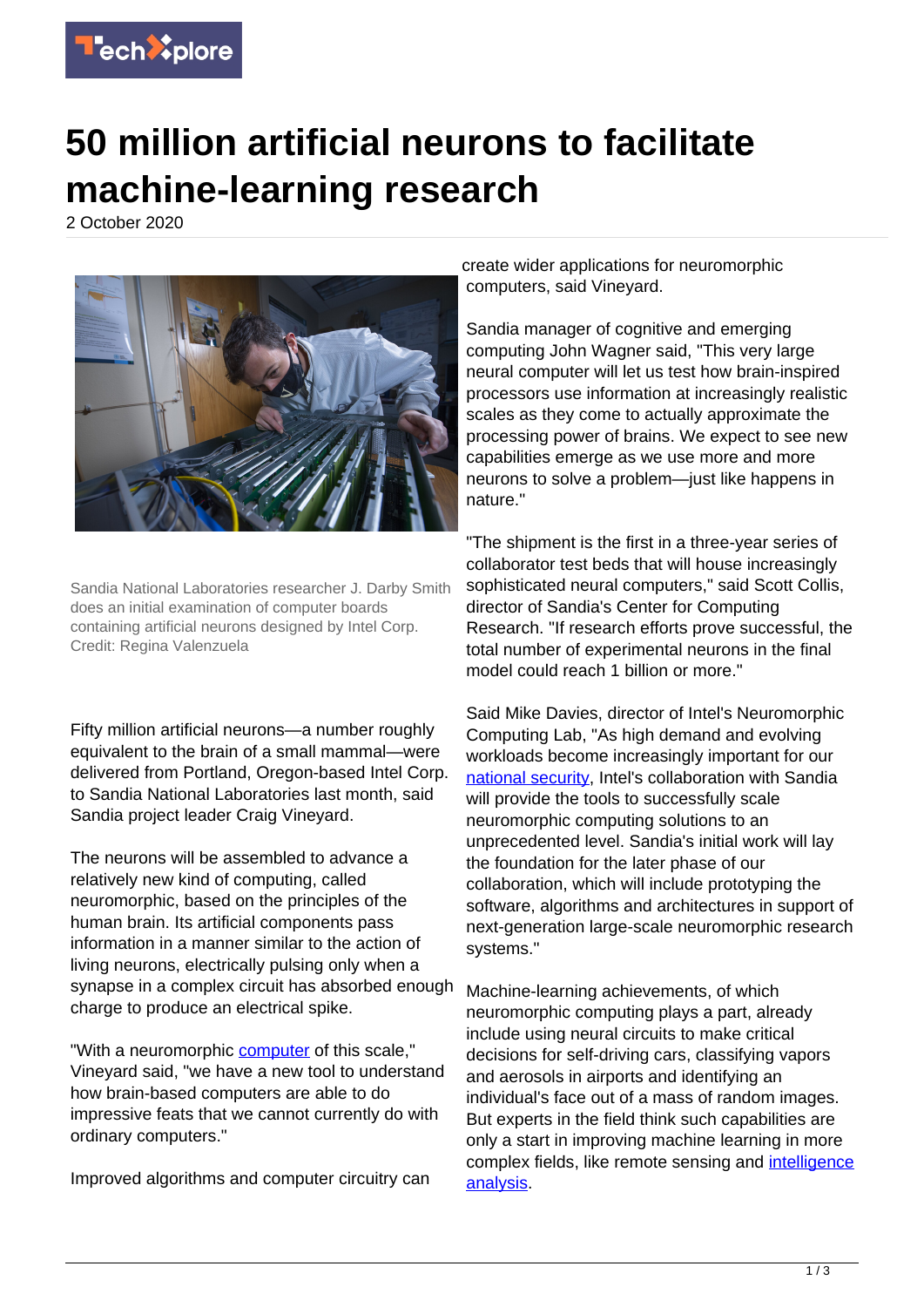# 50 million artificial neurons to facilitate machine-learning research

2 October 2020

Sandia National Laboratories researcher J. Darby Smith does an initial examination of computer boards containing artificial neurons designed by Intel Corp. Credit: Regina Valenzuela

Fifty million artificial neurons—a number roughly equivalent to the brain of a small mammal—were delivered from Portland, Oregon-based Intel Corp. to Sandia National Laboratories last month, said Sandia project leader Craig Vineyard.

The neurons will be assembled to advance a relatively new kind of computing, called neuromorphic, based on the principles of the human brain. Its artificial components pass information in a manner similar to the action of living neurons, electrically pulsing only when a synapse in a complex circuit has absorbed enough charge to produce an electrical spike.

"With a neuromorphic computer of this scale," Vineyard said, "we have a new tool to understand how brain-based computers are able to do impressive feats that we cannot currently do with ordinary computers."

Improved algorithms and computer circuitry can create wider applications for neuromorphic computers, said Vineyard.

Sandia manager of cognitive and emerging computing John Wagner said, "This very large neural computer will let us test how brain-inspired processors use information at increasingly realistic scales as they come to actually approximate the processing power of brains. We expect to see new capabilities emerge as we use more and more neurons to solve a problem—just like happens in nature."

"The shipment is the first in a three-year series of collaborator test beds that will house increasingly sophisticated neural computers," said Scott Collis, director of Sandia's Center for Computing Research. "If research efforts prove successful, the total number of experimental neurons in the final model could reach 1 billion or more."

Said Mike Davies, director of Intel's Neuromorphic Computing Lab, "As high demand and evolving workloads become increasingly important for our national security, Intel's collaboration with Sandia will provide the tools to successfully scale neuromorphic computing solutions to an unprecedented level. Sandia's initial work will lay the foundation for the later phase of our collaboration, which will include prototyping the software, algorithms and architectures in support of next-generation large-scale neuromorphic research systems."

Machine-learning achievements, of which neuromorphic computing plays a part, already include using neural circuits to make critical decisions for self-driving cars, classifying vapors and aerosols in airports and identifying an individual's face out of a mass of random images. But experts in the field think such capabilities are only a start in improving machine learning in more complex fields, like remote sensing and intelligence analysis.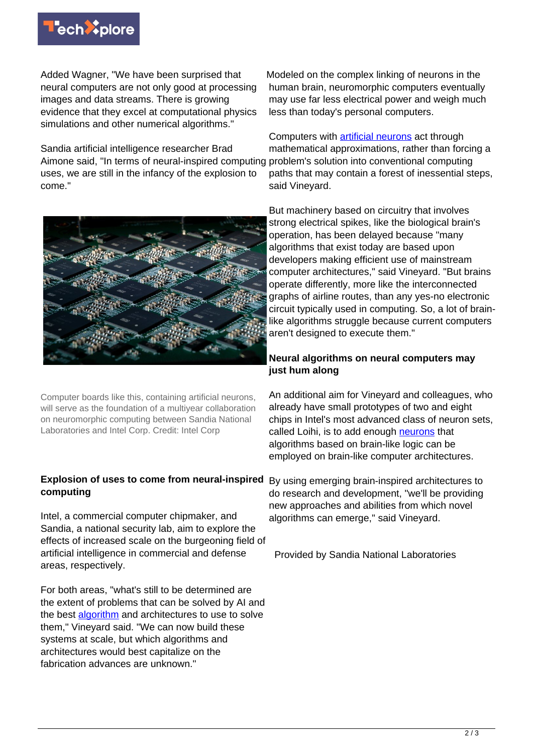Added Wagner, "We have been surprised that neural computers are not only good at processing images and data streams. There is growing evidence that they excel at computational physics simulations and other numerical algorithms."

Sandia artificial intelligence researcher Brad Aimone said, "In terms of neural-inspired computing uses, we are still in the infancy of the explosion to come."

Computer boards like this, containing artificial neurons, will serve as the foundation of a multiyear collaboration on neuromorphic computing between Sandia National Laboratories and Intel Corp. Credit: Intel Corp

### Explosion of uses to come from neural-inspired computing

Intel, a commercial computer chipmaker, and Sandia, a national security lab, aim to explore the effects of increased scale on the burgeoning field of artificial intelligence in commercial and defense areas, respectively.

For both areas, "what's still to be determined are the extent of problems that can be solved by AI and the best algorithm and architectures to use to solve them," Vineyard said. "We can now build these systems at scale, but which algorithms and architectures would best capitalize on the fabrication advances are unknown."

Modeled on the complex linking of neurons in the human brain, neuromorphic computers eventually may use far less electrical power and weigh much less than today's personal computers.

Computers with artificial neurons act through mathematical approximations, rather than forcing a problem's solution into conventional computing paths that may contain a forest of inessential steps, said Vineyard.

But machinery based on circuitry that involves strong electrical spikes, like the biological brain's operation, has been delayed because "many algorithms that exist today are based upon developers making efficient use of mainstream computer architectures," said Vineyard. "But brains operate differently, more like the interconnected graphs of airline routes, than any yes-no electronic circuit typically used in computing. So, a lot of brain-like algorithms struggle because current computers aren't designed to execute them."

### Neural algorithms on neural computers may just hum along

An additional aim for Vineyard and colleagues, who already have small prototypes of two and eight chips in Intel's most advanced class of neuron sets, called Loihi, is to add enough neurons that algorithms based on brain-like logic can be employed on brain-like computer architectures.

By using emerging brain-inspired architectures to do research and development, "we'll be providing new approaches and abilities from which novel algorithms can emerge," said Vineyard.

Provided by Sandia National Laboratories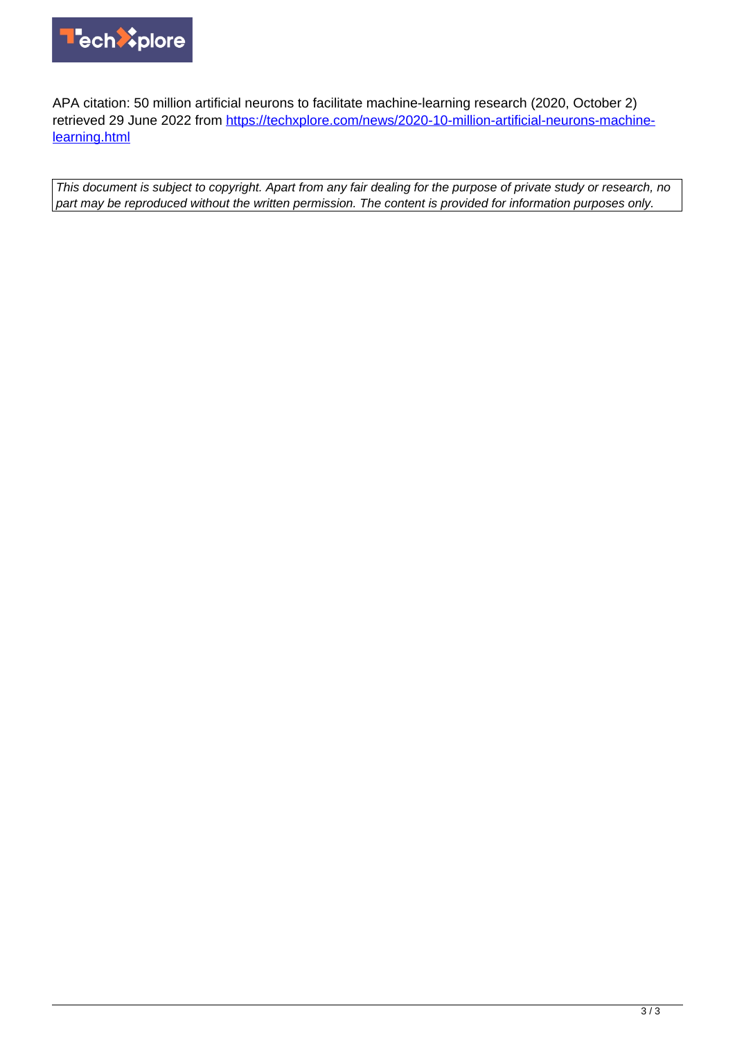APA citation: 50 million artificial neurons to facilitate machine-learning research (2020, October 2) retrieved 29 June 2022 from [https://techxplore.com/news/2020-10-million-artificial-neurons-machine-learning.html](https://techxplore.com/news/2020-10-million-artificial-neurons-machine-learning.html)

*This document is subject to copyright. Apart from any fair dealing for the purpose of private study or research, no part may be reproduced without the written permission. The content is provided for information purposes only.*